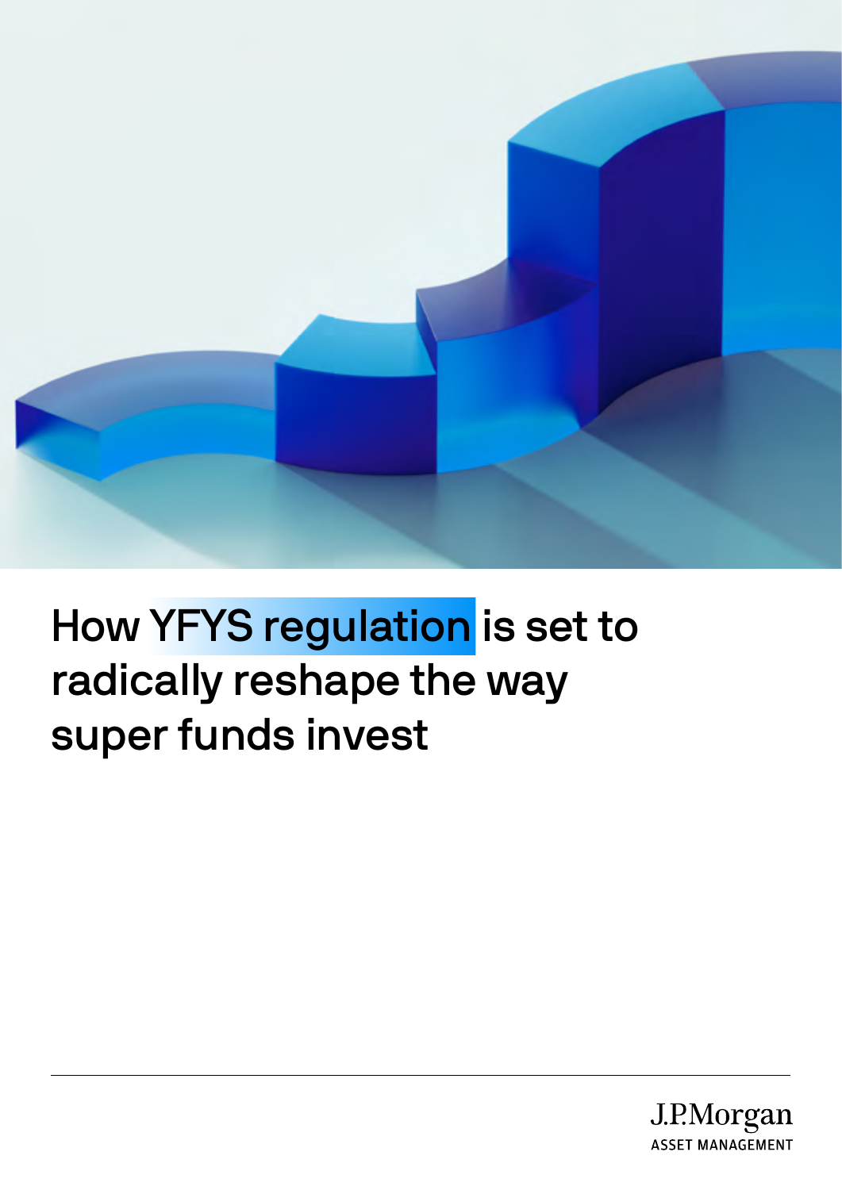# How YFYS regulation is set to radically reshape the way super funds invest

J.P.Morgan
ASSET MANAGEMENT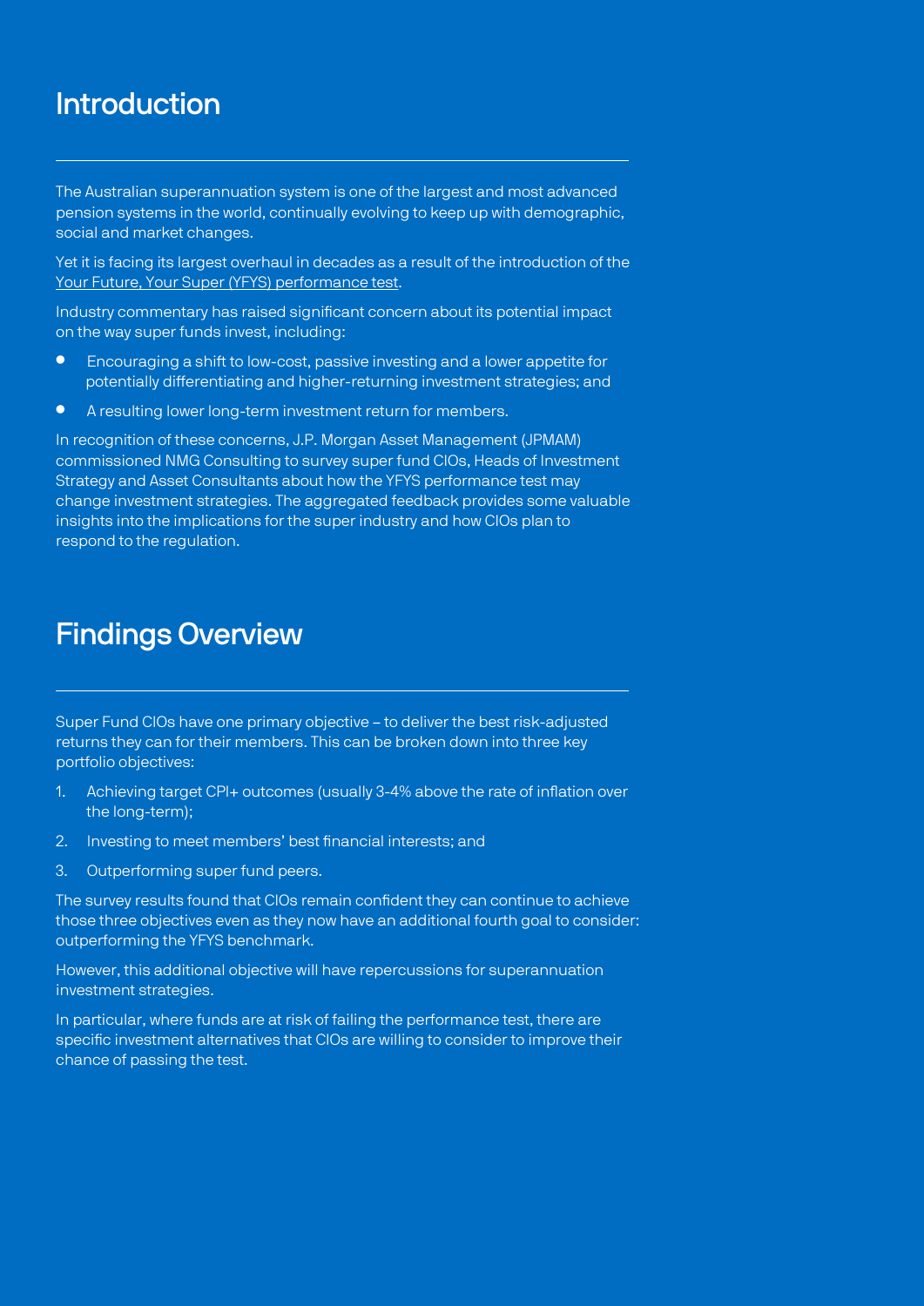## Introduction

The Australian superannuation system is one of the largest and most advanced pension systems in the world, continually evolving to keep up with demographic, social and market changes.

Yet it is facing its largest overhaul in decades as a result of the introduction of the Your Future, Your Super (YFYS) performance test.

Industry commentary has raised significant concern about its potential impact on the way super funds invest, including:

- Encouraging a shift to low-cost, passive investing and a lower appetite for potentially differentiating and higher-returning investment strategies; and
- A resulting lower long-term investment return for members.

In recognition of these concerns, J.P. Morgan Asset Management (JPMAM) commissioned NMG Consulting to survey super fund CIOs, Heads of Investment Strategy and Asset Consultants about how the YFYS performance test may change investment strategies. The aggregated feedback provides some valuable insights into the implications for the super industry and how CIOs plan to respond to the regulation.

## Findings Overview

Super Fund CIOs have one primary objective – to deliver the best risk-adjusted returns they can for their members. This can be broken down into three key portfolio objectives:

1. Achieving target CPI+ outcomes (usually 3-4% above the rate of inflation over the long-term);
2. Investing to meet members' best financial interests; and
3. Outperforming super fund peers.

The survey results found that CIOs remain confident they can continue to achieve those three objectives even as they now have an additional fourth goal to consider: outperforming the YFYS benchmark.

However, this additional objective will have repercussions for superannuation investment strategies.

In particular, where funds are at risk of failing the performance test, there are specific investment alternatives that CIOs are willing to consider to improve their chance of passing the test.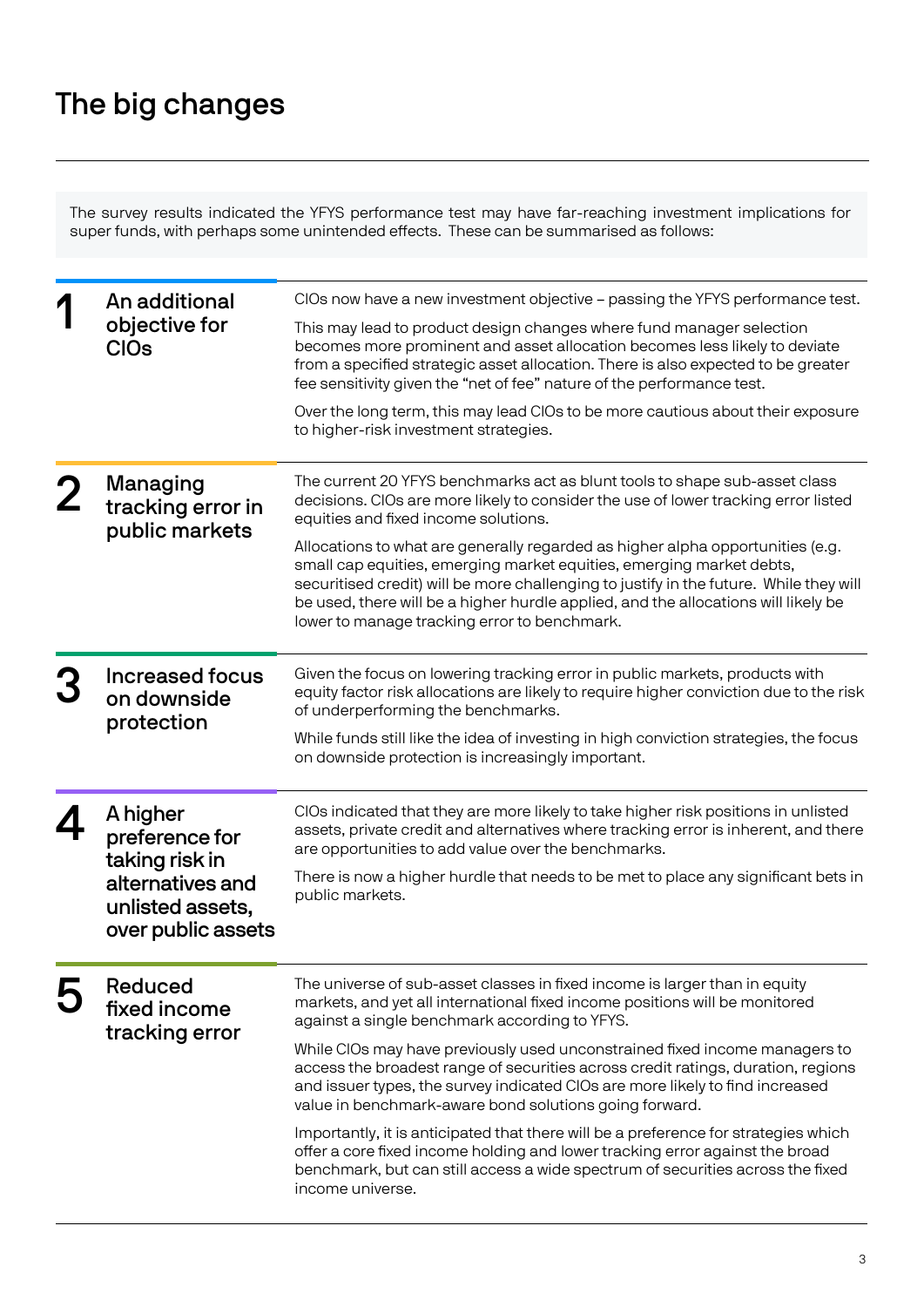# The big changes

The survey results indicated the YFYS performance test may have far-reaching investment implications for super funds, with perhaps some unintended effects. These can be summarised as follows:

## 1 An additional objective for CIOs

CIOs now have a new investment objective – passing the YFYS performance test.

This may lead to product design changes where fund manager selection becomes more prominent and asset allocation becomes less likely to deviate from a specified strategic asset allocation. There is also expected to be greater fee sensitivity given the "net of fee" nature of the performance test.

Over the long term, this may lead CIOs to be more cautious about their exposure to higher-risk investment strategies.

## 2 Managing tracking error in public markets

The current 20 YFYS benchmarks act as blunt tools to shape sub-asset class decisions. CIOs are more likely to consider the use of lower tracking error listed equities and fixed income solutions.

Allocations to what are generally regarded as higher alpha opportunities (e.g. small cap equities, emerging market equities, emerging market debts, securitised credit) will be more challenging to justify in the future. While they will be used, there will be a higher hurdle applied, and the allocations will likely be lower to manage tracking error to benchmark.

## 3 Increased focus on downside protection

Given the focus on lowering tracking error in public markets, products with equity factor risk allocations are likely to require higher conviction due to the risk of underperforming the benchmarks.

While funds still like the idea of investing in high conviction strategies, the focus on downside protection is increasingly important.

## 4 A higher preference for taking risk in alternatives and unlisted assets, over public assets

CIOs indicated that they are more likely to take higher risk positions in unlisted assets, private credit and alternatives where tracking error is inherent, and there are opportunities to add value over the benchmarks.

There is now a higher hurdle that needs to be met to place any significant bets in public markets.

## 5 Reduced fixed income tracking error

The universe of sub-asset classes in fixed income is larger than in equity markets, and yet all international fixed income positions will be monitored against a single benchmark according to YFYS.

While CIOs may have previously used unconstrained fixed income managers to access the broadest range of securities across credit ratings, duration, regions and issuer types, the survey indicated CIOs are more likely to find increased value in benchmark-aware bond solutions going forward.

Importantly, it is anticipated that there will be a preference for strategies which offer a core fixed income holding and lower tracking error against the broad benchmark, but can still access a wide spectrum of securities across the fixed income universe.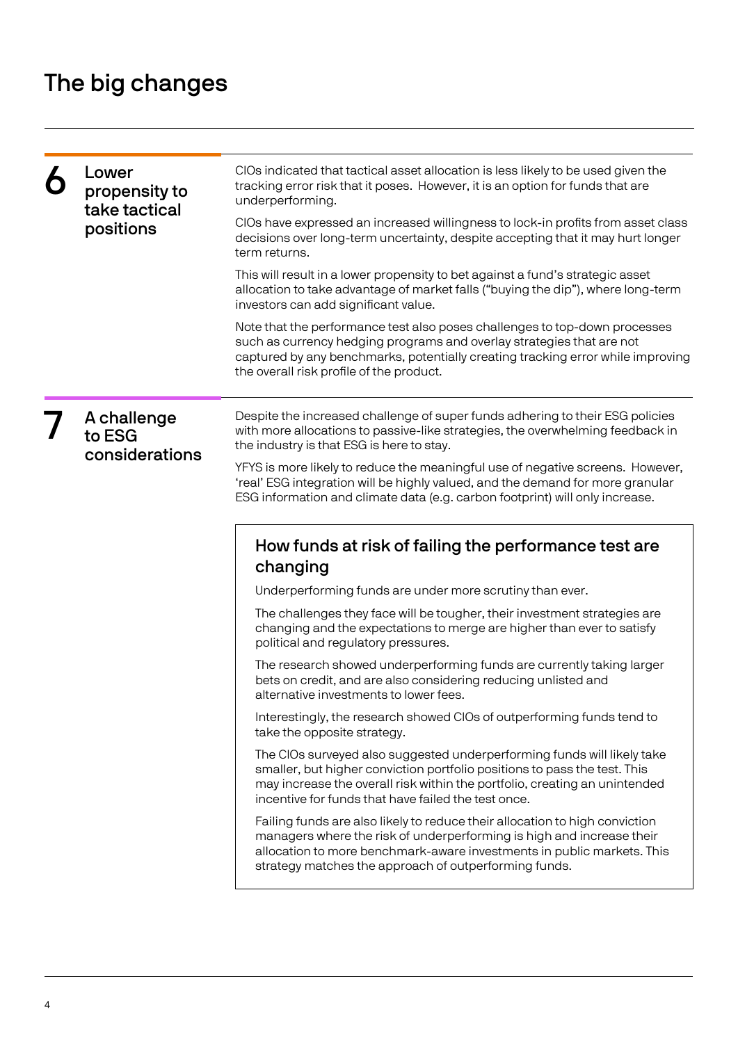# The big changes

## 6 Lower propensity to take tactical positions

CIOs indicated that tactical asset allocation is less likely to be used given the tracking error risk that it poses. However, it is an option for funds that are underperforming.

CIOs have expressed an increased willingness to lock-in profits from asset class decisions over long-term uncertainty, despite accepting that it may hurt longer term returns.

This will result in a lower propensity to bet against a fund's strategic asset allocation to take advantage of market falls ("buying the dip"), where long-term investors can add significant value.

Note that the performance test also poses challenges to top-down processes such as currency hedging programs and overlay strategies that are not captured by any benchmarks, potentially creating tracking error while improving the overall risk profile of the product.

## 7 A challenge to ESG considerations

Despite the increased challenge of super funds adhering to their ESG policies with more allocations to passive-like strategies, the overwhelming feedback in the industry is that ESG is here to stay.

YFYS is more likely to reduce the meaningful use of negative screens. However, 'real' ESG integration will be highly valued, and the demand for more granular ESG information and climate data (e.g. carbon footprint) will only increase.

### How funds at risk of failing the performance test are changing

Underperforming funds are under more scrutiny than ever.

The challenges they face will be tougher, their investment strategies are changing and the expectations to merge are higher than ever to satisfy political and regulatory pressures.

The research showed underperforming funds are currently taking larger bets on credit, and are also considering reducing unlisted and alternative investments to lower fees.

Interestingly, the research showed CIOs of outperforming funds tend to take the opposite strategy.

The CIOs surveyed also suggested underperforming funds will likely take smaller, but higher conviction portfolio positions to pass the test. This may increase the overall risk within the portfolio, creating an unintended incentive for funds that have failed the test once.

Failing funds are also likely to reduce their allocation to high conviction managers where the risk of underperforming is high and increase their allocation to more benchmark-aware investments in public markets. This strategy matches the approach of outperforming funds.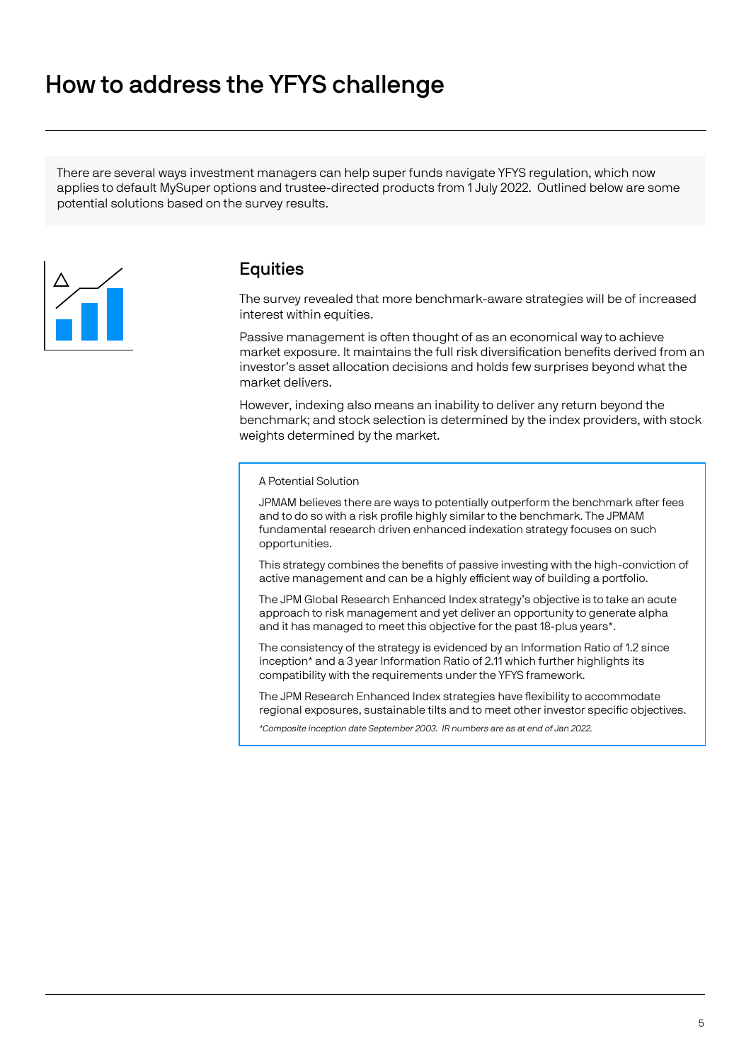# How to address the YFYS challenge

There are several ways investment managers can help super funds navigate YFYS regulation, which now applies to default MySuper options and trustee-directed products from 1 July 2022. Outlined below are some potential solutions based on the survey results.

## Equities

The survey revealed that more benchmark-aware strategies will be of increased interest within equities.

Passive management is often thought of as an economical way to achieve market exposure. It maintains the full risk diversification benefits derived from an investor's asset allocation decisions and holds few surprises beyond what the market delivers.

However, indexing also means an inability to deliver any return beyond the benchmark; and stock selection is determined by the index providers, with stock weights determined by the market.

> A Potential Solution
>
> JPMAM believes there are ways to potentially outperform the benchmark after fees and to do so with a risk profile highly similar to the benchmark. The JPMAM fundamental research driven enhanced indexation strategy focuses on such opportunities.
>
> This strategy combines the benefits of passive investing with the high-conviction of active management and can be a highly efficient way of building a portfolio.
>
> The JPM Global Research Enhanced Index strategy's objective is to take an acute approach to risk management and yet deliver an opportunity to generate alpha and it has managed to meet this objective for the past 18-plus years*.
>
> The consistency of the strategy is evidenced by an Information Ratio of 1.2 since inception* and a 3 year Information Ratio of 2.11 which further highlights its compatibility with the requirements under the YFYS framework.
>
> The JPM Research Enhanced Index strategies have flexibility to accommodate regional exposures, sustainable tilts and to meet other investor specific objectives.
>
> *\*Composite inception date September 2003. IR numbers are as at end of Jan 2022.*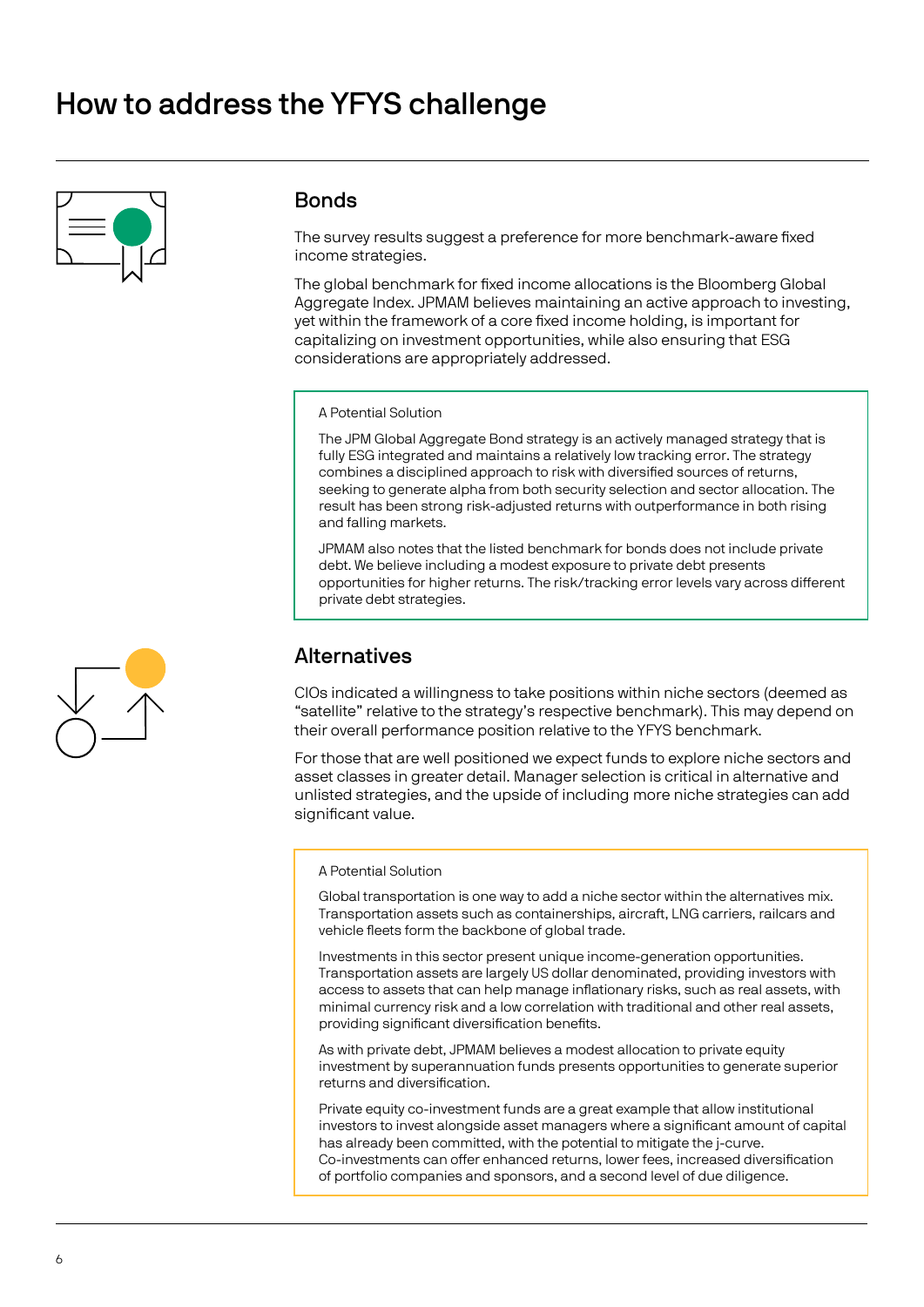# How to address the YFYS challenge

## Bonds

The survey results suggest a preference for more benchmark-aware fixed income strategies.

The global benchmark for fixed income allocations is the Bloomberg Global Aggregate Index. JPMAM believes maintaining an active approach to investing, yet within the framework of a core fixed income holding, is important for capitalizing on investment opportunities, while also ensuring that ESG considerations are appropriately addressed.

> A Potential Solution
>
> The JPM Global Aggregate Bond strategy is an actively managed strategy that is fully ESG integrated and maintains a relatively low tracking error. The strategy combines a disciplined approach to risk with diversified sources of returns, seeking to generate alpha from both security selection and sector allocation. The result has been strong risk-adjusted returns with outperformance in both rising and falling markets.
>
> JPMAM also notes that the listed benchmark for bonds does not include private debt. We believe including a modest exposure to private debt presents opportunities for higher returns. The risk/tracking error levels vary across different private debt strategies.

## Alternatives

CIOs indicated a willingness to take positions within niche sectors (deemed as "satellite" relative to the strategy's respective benchmark). This may depend on their overall performance position relative to the YFYS benchmark.

For those that are well positioned we expect funds to explore niche sectors and asset classes in greater detail. Manager selection is critical in alternative and unlisted strategies, and the upside of including more niche strategies can add significant value.

> A Potential Solution
>
> Global transportation is one way to add a niche sector within the alternatives mix. Transportation assets such as containerships, aircraft, LNG carriers, railcars and vehicle fleets form the backbone of global trade.
>
> Investments in this sector present unique income-generation opportunities. Transportation assets are largely US dollar denominated, providing investors with access to assets that can help manage inflationary risks, such as real assets, with minimal currency risk and a low correlation with traditional and other real assets, providing significant diversification benefits.
>
> As with private debt, JPMAM believes a modest allocation to private equity investment by superannuation funds presents opportunities to generate superior returns and diversification.
>
> Private equity co-investment funds are a great example that allow institutional investors to invest alongside asset managers where a significant amount of capital has already been committed, with the potential to mitigate the j-curve. Co-investments can offer enhanced returns, lower fees, increased diversification of portfolio companies and sponsors, and a second level of due diligence.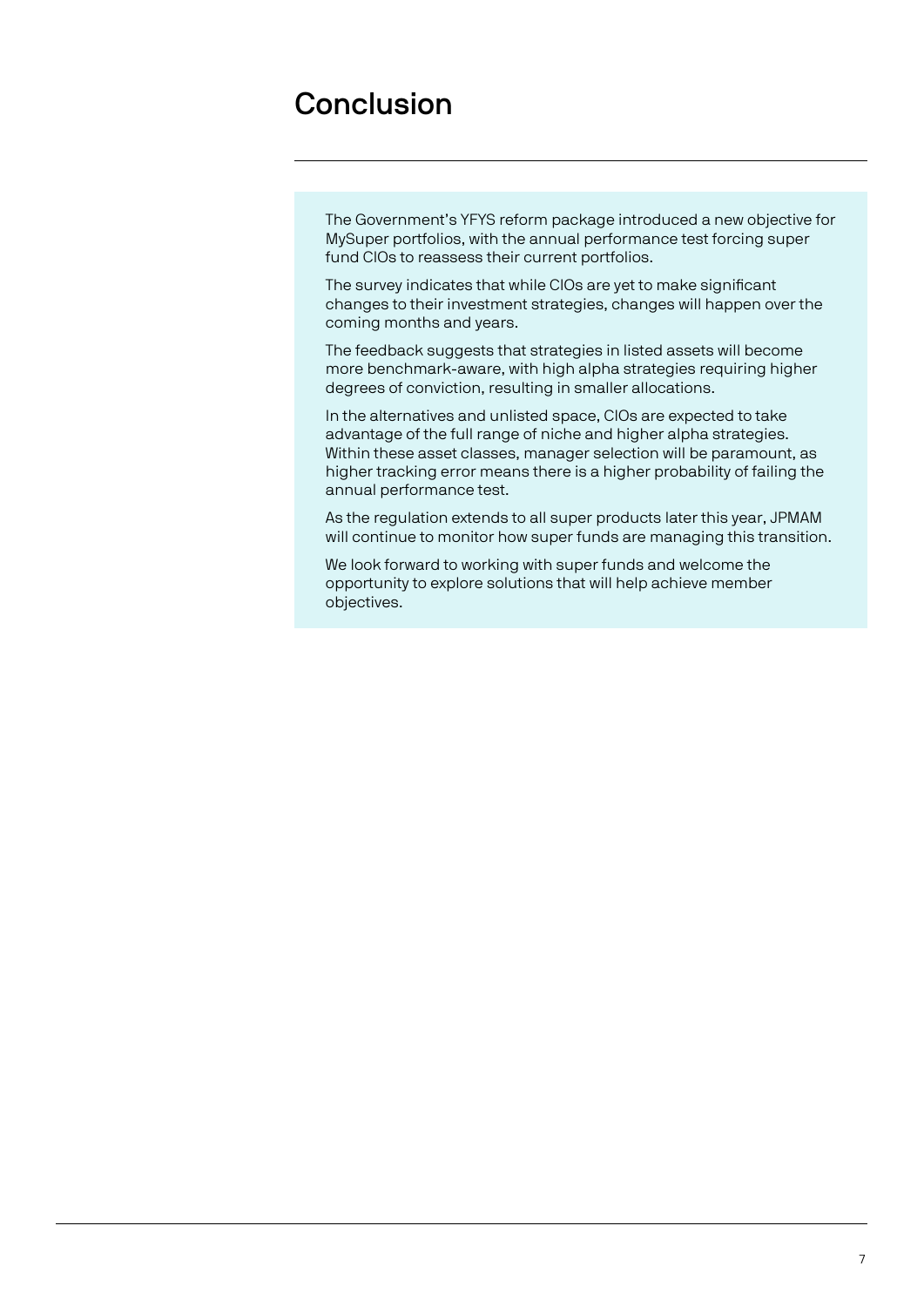# Conclusion

The Government's YFYS reform package introduced a new objective for MySuper portfolios, with the annual performance test forcing super fund CIOs to reassess their current portfolios.

The survey indicates that while CIOs are yet to make significant changes to their investment strategies, changes will happen over the coming months and years.

The feedback suggests that strategies in listed assets will become more benchmark-aware, with high alpha strategies requiring higher degrees of conviction, resulting in smaller allocations.

In the alternatives and unlisted space, CIOs are expected to take advantage of the full range of niche and higher alpha strategies. Within these asset classes, manager selection will be paramount, as higher tracking error means there is a higher probability of failing the annual performance test.

As the regulation extends to all super products later this year, JPMAM will continue to monitor how super funds are managing this transition.

We look forward to working with super funds and welcome the opportunity to explore solutions that will help achieve member objectives.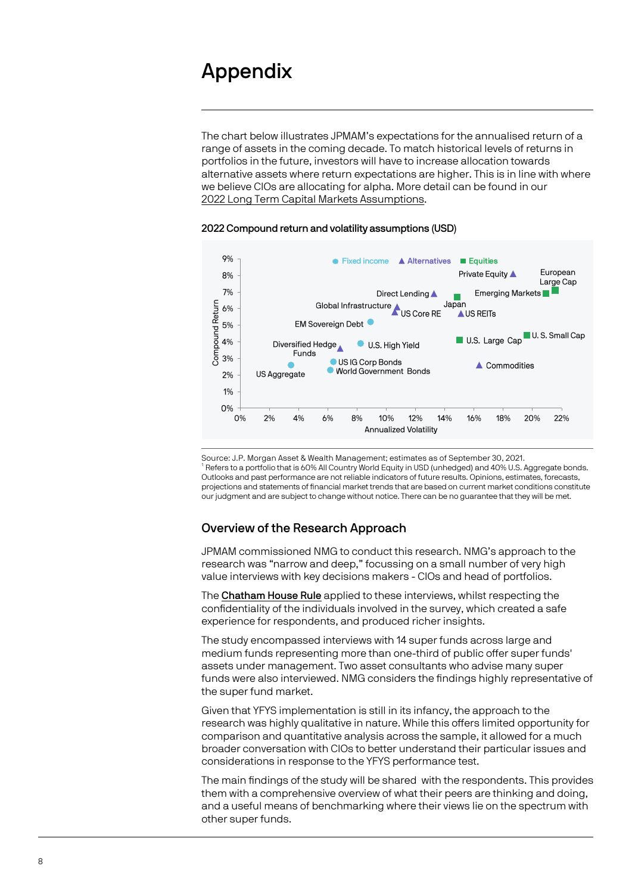# Appendix

The chart below illustrates JPMAM's expectations for the annualised return of a range of assets in the coming decade. To match historical levels of returns in portfolios in the future, investors will have to increase allocation towards alternative assets where return expectations are higher. This is in line with where we believe CIOs are allocating for alpha. More detail can be found in our 2022 Long Term Capital Markets Assumptions.

**2022 Compound return and volatility assumptions (USD)**

Source: J.P. Morgan Asset & Wealth Management; estimates as of September 30, 2021.
[1] Refers to a portfolio that is 60% All Country World Equity in USD (unhedged) and 40% U.S. Aggregate bonds. Outlooks and past performance are not reliable indicators of future results. Opinions, estimates, forecasts, projections and statements of financial market trends that are based on current market conditions constitute our judgment and are subject to change without notice. There can be no guarantee that they will be met.

## Overview of the Research Approach

JPMAM commissioned NMG to conduct this research. NMG's approach to the research was "narrow and deep," focussing on a small number of very high value interviews with key decisions makers - CIOs and head of portfolios.

The **Chatham House Rule** applied to these interviews, whilst respecting the confidentiality of the individuals involved in the survey, which created a safe experience for respondents, and produced richer insights.

The study encompassed interviews with 14 super funds across large and medium funds representing more than one-third of public offer super funds' assets under management. Two asset consultants who advise many super funds were also interviewed. NMG considers the findings highly representative of the super fund market.

Given that YFYS implementation is still in its infancy, the approach to the research was highly qualitative in nature. While this offers limited opportunity for comparison and quantitative analysis across the sample, it allowed for a much broader conversation with CIOs to better understand their particular issues and considerations in response to the YFYS performance test.

The main findings of the study will be shared with the respondents. This provides them with a comprehensive overview of what their peers are thinking and doing, and a useful means of benchmarking where their views lie on the spectrum with other super funds.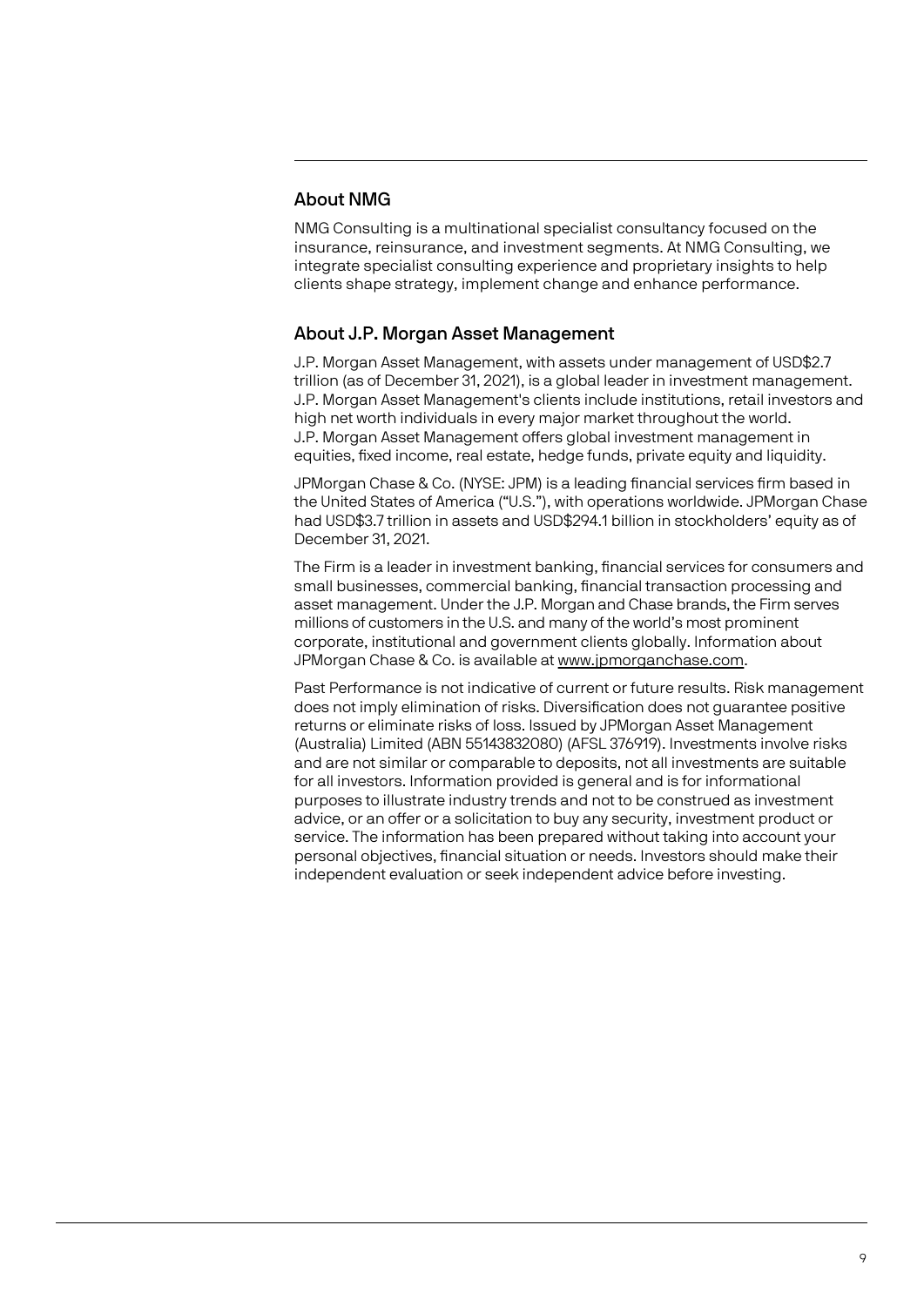## About NMG

NMG Consulting is a multinational specialist consultancy focused on the insurance, reinsurance, and investment segments. At NMG Consulting, we integrate specialist consulting experience and proprietary insights to help clients shape strategy, implement change and enhance performance.

## About J.P. Morgan Asset Management

J.P. Morgan Asset Management, with assets under management of USD$2.7 trillion (as of December 31, 2021), is a global leader in investment management. J.P. Morgan Asset Management's clients include institutions, retail investors and high net worth individuals in every major market throughout the world. J.P. Morgan Asset Management offers global investment management in equities, fixed income, real estate, hedge funds, private equity and liquidity.

JPMorgan Chase & Co. (NYSE: JPM) is a leading financial services firm based in the United States of America ("U.S."), with operations worldwide. JPMorgan Chase had USD$3.7 trillion in assets and USD$294.1 billion in stockholders' equity as of December 31, 2021.

The Firm is a leader in investment banking, financial services for consumers and small businesses, commercial banking, financial transaction processing and asset management. Under the J.P. Morgan and Chase brands, the Firm serves millions of customers in the U.S. and many of the world's most prominent corporate, institutional and government clients globally. Information about JPMorgan Chase & Co. is available at www.jpmorganchase.com.

Past Performance is not indicative of current or future results. Risk management does not imply elimination of risks. Diversification does not guarantee positive returns or eliminate risks of loss. Issued by JPMorgan Asset Management (Australia) Limited (ABN 55143832080) (AFSL 376919). Investments involve risks and are not similar or comparable to deposits, not all investments are suitable for all investors. Information provided is general and is for informational purposes to illustrate industry trends and not to be construed as investment advice, or an offer or a solicitation to buy any security, investment product or service. The information has been prepared without taking into account your personal objectives, financial situation or needs. Investors should make their independent evaluation or seek independent advice before investing.